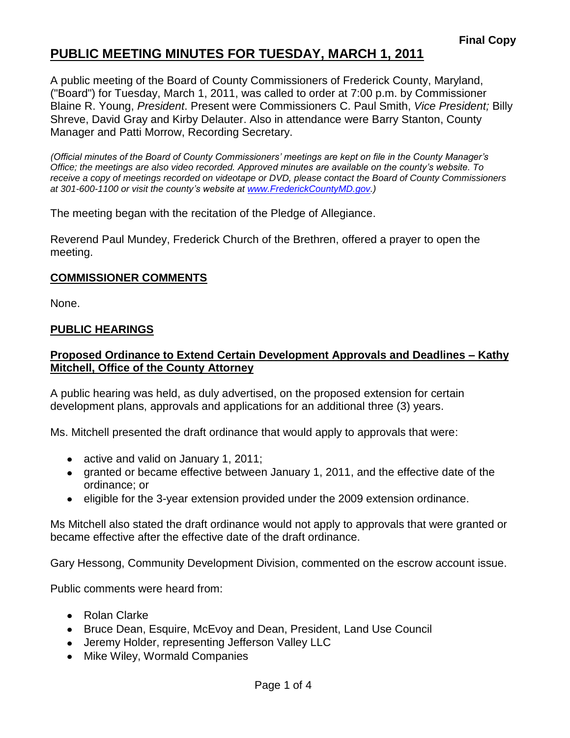**Final Copy**

# PUBLIC MEETING MINUTES FOR TUESDAY, MARCH 1, 2011

A public meeting of the Board of County Commissioners of Frederick County, Maryland, ("Board") for Tuesday, March 1, 2011, was called to order at 7:00 p.m. by Commissioner Blaine R. Young, *President*. Present were Commissioners C. Paul Smith, *Vice President;* Billy Shreve, David Gray and Kirby Delauter. Also in attendance were Barry Stanton, County Manager and Patti Morrow, Recording Secretary.

*(Official minutes of the Board of County Commissioners' meetings are kept on file in the County Manager's Office; the meetings are also video recorded. Approved minutes are available on the county's website. To receive a copy of meetings recorded on videotape or DVD, please contact the Board of County Commissioners at 301-600-1100 or visit the county's website at www.FrederickCountyMD.gov.)*

The meeting began with the recitation of the Pledge of Allegiance.

Reverend Paul Mundey, Frederick Church of the Brethren, offered a prayer to open the meeting.

## COMMISSIONER COMMENTS

None.

## PUBLIC HEARINGS

### Proposed Ordinance to Extend Certain Development Approvals and Deadlines – Kathy Mitchell, Office of the County Attorney

A public hearing was held, as duly advertised, on the proposed extension for certain development plans, approvals and applications for an additional three (3) years.

Ms. Mitchell presented the draft ordinance that would apply to approvals that were:

- active and valid on January 1, 2011;
- granted or became effective between January 1, 2011, and the effective date of the ordinance; or
- eligible for the 3-year extension provided under the 2009 extension ordinance.

Ms Mitchell also stated the draft ordinance would not apply to approvals that were granted or became effective after the effective date of the draft ordinance.

Gary Hessong, Community Development Division, commented on the escrow account issue.

Public comments were heard from:

- Rolan Clarke
- Bruce Dean, Esquire, McEvoy and Dean, President, Land Use Council
- Jeremy Holder, representing Jefferson Valley LLC
- Mike Wiley, Wormald Companies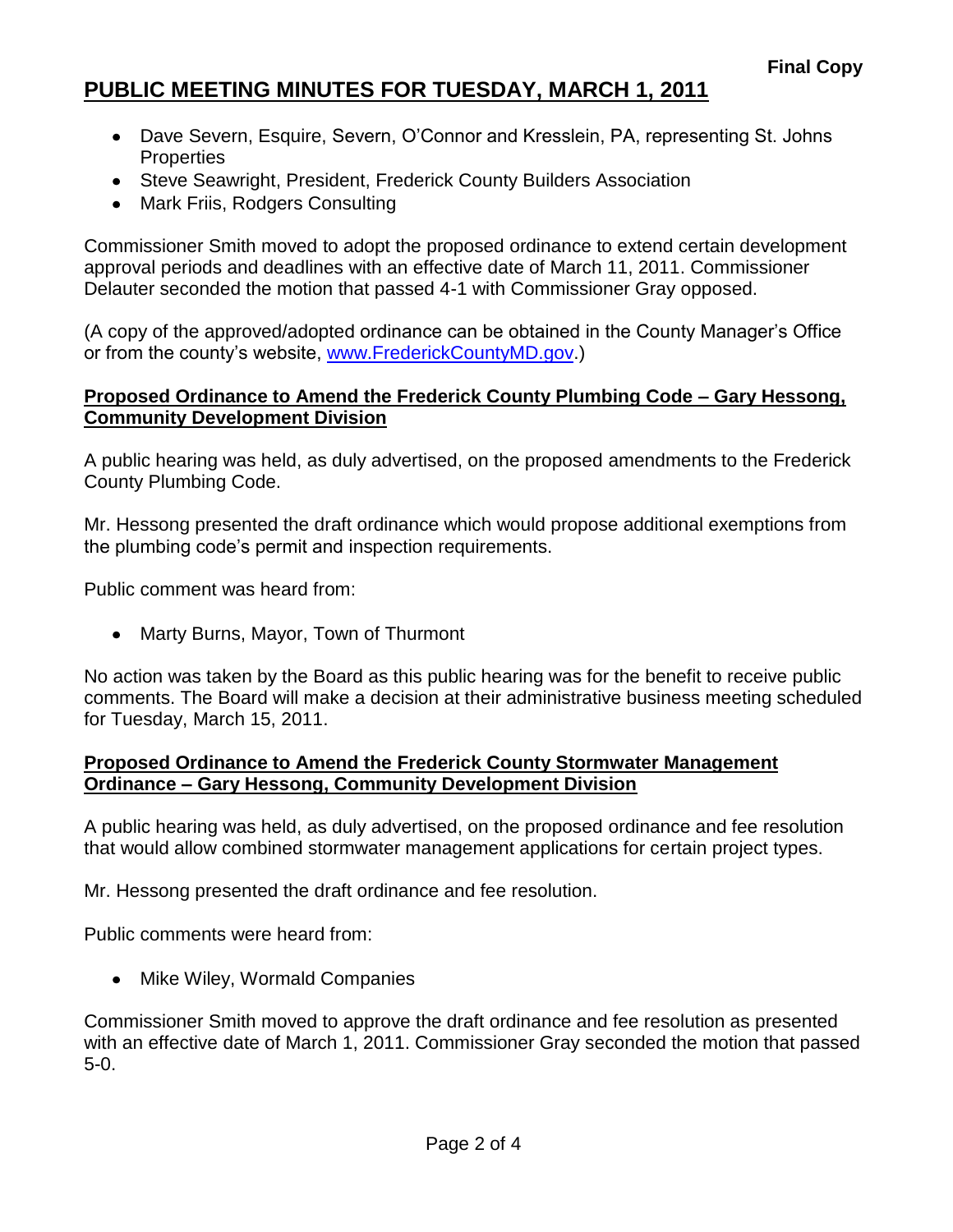- Dave Severn, Esquire, Severn, O'Connor and Kresslein, PA, representing St. Johns Properties
- Steve Seawright, President, Frederick County Builders Association
- Mark Friis, Rodgers Consulting

Commissioner Smith moved to adopt the proposed ordinance to extend certain development approval periods and deadlines with an effective date of March 11, 2011. Commissioner Delauter seconded the motion that passed 4-1 with Commissioner Gray opposed.

(A copy of the approved/adopted ordinance can be obtained in the County Manager's Office or from the county's website, [www.FrederickCountyMD.gov](http://www.FrederickCountyMD.gov).)

**Proposed Ordinance to Amend the Frederick County Plumbing Code – Gary Hessong, Community Development Division**

A public hearing was held, as duly advertised, on the proposed amendments to the Frederick County Plumbing Code.

Mr. Hessong presented the draft ordinance which would propose additional exemptions from the plumbing code's permit and inspection requirements.

Public comment was heard from:

- Marty Burns, Mayor, Town of Thurmont

No action was taken by the Board as this public hearing was for the benefit to receive public comments. The Board will make a decision at their administrative business meeting scheduled for Tuesday, March 15, 2011.

**Proposed Ordinance to Amend the Frederick County Stormwater Management Ordinance – Gary Hessong, Community Development Division**

A public hearing was held, as duly advertised, on the proposed ordinance and fee resolution that would allow combined stormwater management applications for certain project types.

Mr. Hessong presented the draft ordinance and fee resolution.

Public comments were heard from:

- Mike Wiley, Wormald Companies

Commissioner Smith moved to approve the draft ordinance and fee resolution as presented with an effective date of March 1, 2011. Commissioner Gray seconded the motion that passed 5-0.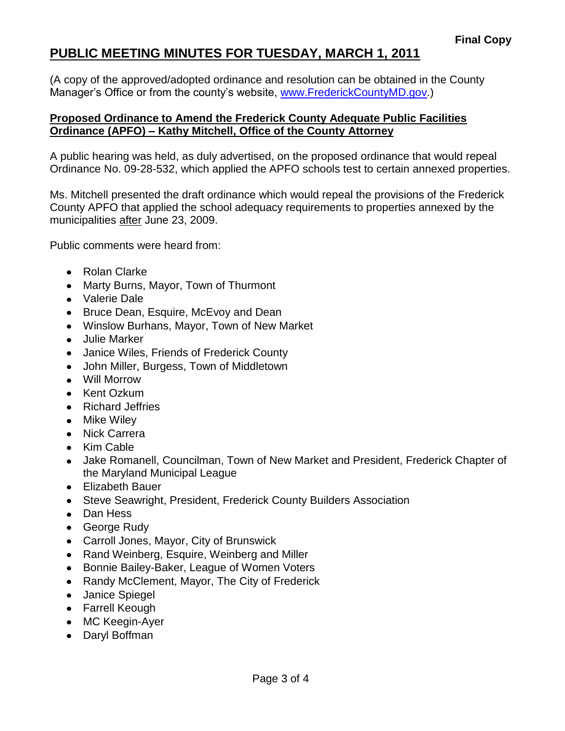**Final Copy**

# PUBLIC MEETING MINUTES FOR TUESDAY, MARCH 1, 2011

(A copy of the approved/adopted ordinance and resolution can be obtained in the County Manager's Office or from the county's website, www.FrederickCountyMD.gov.)

**Proposed Ordinance to Amend the Frederick County Adequate Public Facilities Ordinance (APFO) – Kathy Mitchell, Office of the County Attorney**

A public hearing was held, as duly advertised, on the proposed ordinance that would repeal Ordinance No. 09-28-532, which applied the APFO schools test to certain annexed properties.

Ms. Mitchell presented the draft ordinance which would repeal the provisions of the Frederick County APFO that applied the school adequacy requirements to properties annexed by the municipalities after June 23, 2009.

Public comments were heard from:

- Rolan Clarke
- Marty Burns, Mayor, Town of Thurmont
- Valerie Dale
- Bruce Dean, Esquire, McEvoy and Dean
- Winslow Burhans, Mayor, Town of New Market
- Julie Marker
- Janice Wiles, Friends of Frederick County
- John Miller, Burgess, Town of Middletown
- Will Morrow
- Kent Ozkum
- Richard Jeffries
- Mike Wiley
- Nick Carrera
- Kim Cable
- Jake Romanell, Councilman, Town of New Market and President, Frederick Chapter of the Maryland Municipal League
- Elizabeth Bauer
- Steve Seawright, President, Frederick County Builders Association
- Dan Hess
- George Rudy
- Carroll Jones, Mayor, City of Brunswick
- Rand Weinberg, Esquire, Weinberg and Miller
- Bonnie Bailey-Baker, League of Women Voters
- Randy McClement, Mayor, The City of Frederick
- Janice Spiegel
- Farrell Keough
- MC Keegin-Ayer
- Daryl Boffman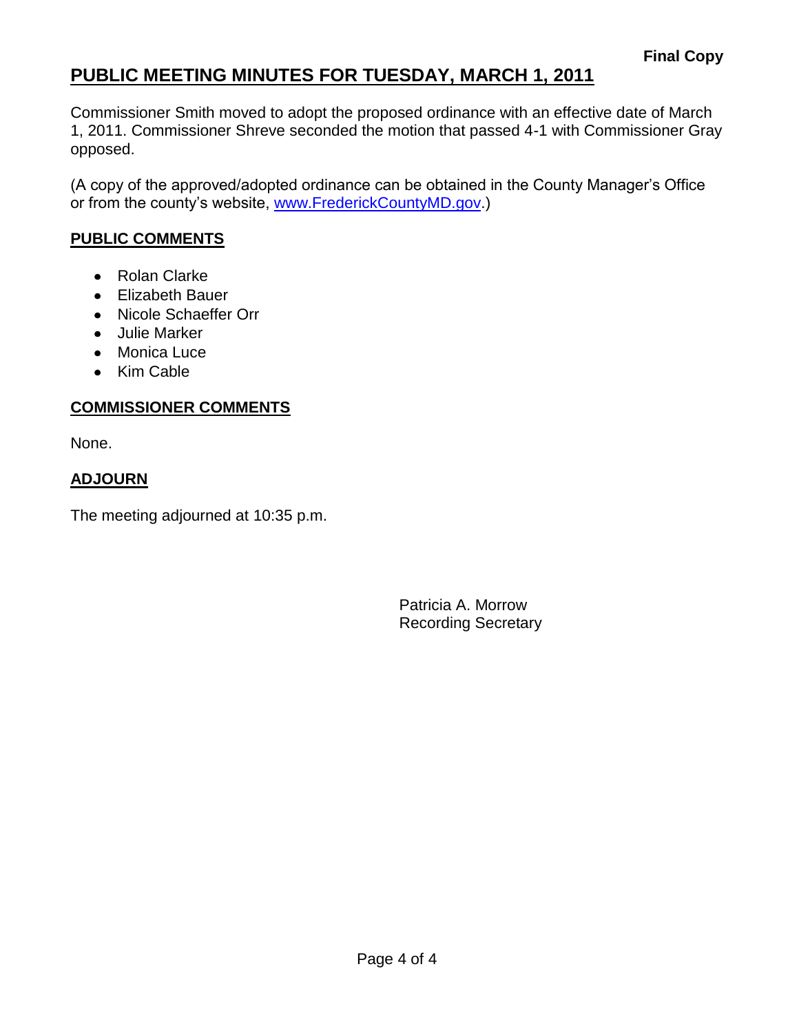Commissioner Smith moved to adopt the proposed ordinance with an effective date of March 1, 2011. Commissioner Shreve seconded the motion that passed 4-1 with Commissioner Gray opposed.

(A copy of the approved/adopted ordinance can be obtained in the County Manager's Office or from the county's website, [www.FrederickCountyMD.gov](http://www.FrederickCountyMD.gov).)

## PUBLIC COMMENTS

- Rolan Clarke
- Elizabeth Bauer
- Nicole Schaeffer Orr
- Julie Marker
- Monica Luce
- Kim Cable

## COMMISSIONER COMMENTS

None.

## ADJOURN

The meeting adjourned at 10:35 p.m.

Patricia A. Morrow
Recording Secretary